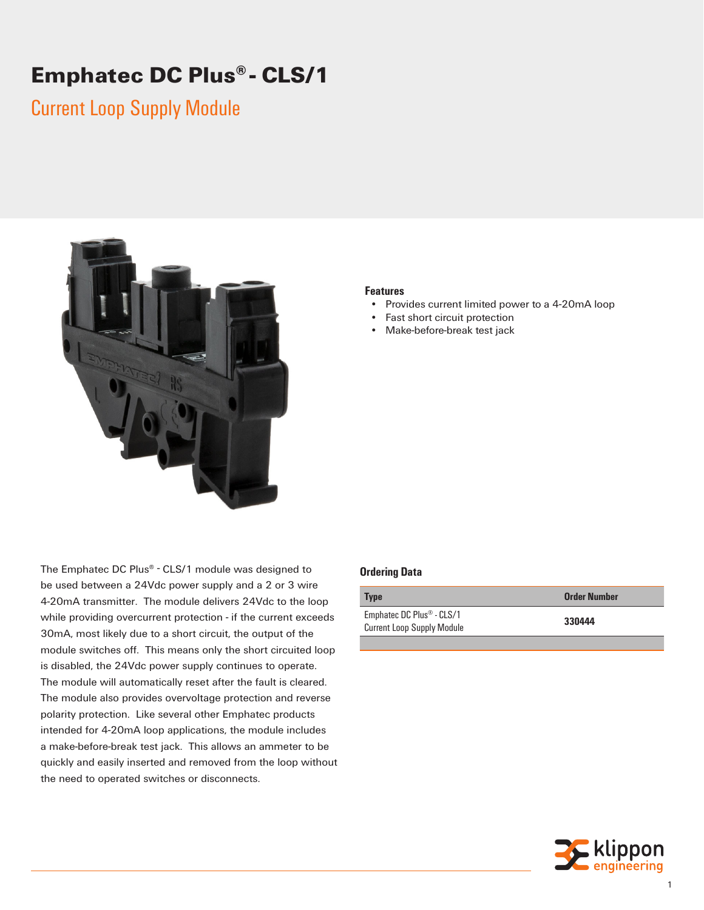# Emphatec DC Plus® - CLS/1

## Current Loop Supply Module

### Features

- Provides current limited power to a 4-20mA loop
- Fast short circuit protection
- Make-before-break test jack

The Emphatec DC Plus® - CLS/1 module was designed to be used between a 24Vdc power supply and a 2 or 3 wire 4-20mA transmitter. The module delivers 24Vdc to the loop while providing overcurrent protection - if the current exceeds 30mA, most likely due to a short circuit, the output of the module switches off. This means only the short circuited loop is disabled, the 24Vdc power supply continues to operate. The module will automatically reset after the fault is cleared. The module also provides overvoltage protection and reverse polarity protection. Like several other Emphatec products intended for 4-20mA loop applications, the module includes a make-before-break test jack. This allows an ammeter to be quickly and easily inserted and removed from the loop without the need to operated switches or disconnects.

### Ordering Data

| Type | Order Number |
|---|---|
| Emphatec DC Plus® - CLS/1 Current Loop Supply Module | **330444** |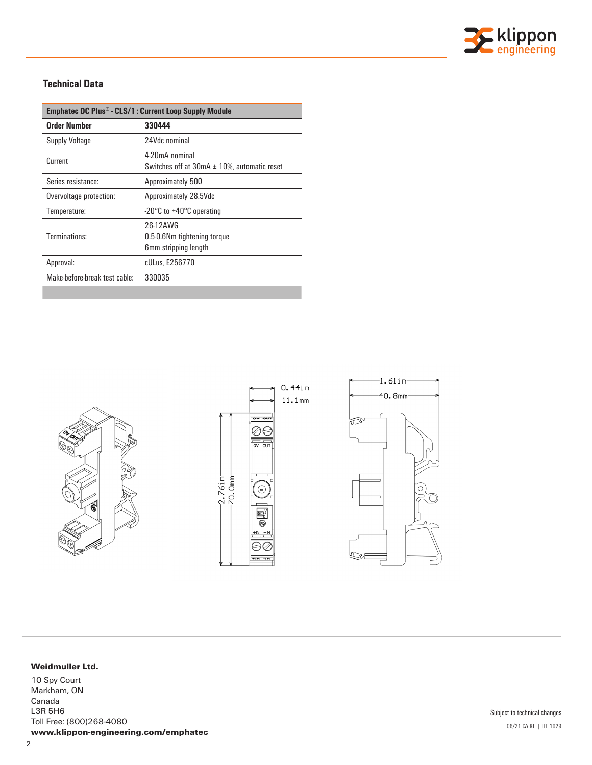## Technical Data

| Emphatec DC Plus® - CLS/1 : Current Loop Supply Module | |
|---|---|
| **Order Number** | **330444** |
| Supply Voltage | 24Vdc nominal |
| Current | 4-20mA nominal<br>Switches off at 30mA ± 10%, automatic reset |
| Series resistance: | Approximately 50Ω |
| Overvoltage protection: | Approximately 28.5Vdc |
| Temperature: | -20°C to +40°C operating |
| Terminations: | 26-12AWG<br>0.5-0.6Nm tightening torque<br>6mm stripping length |
| Approval: | cULus, E256770 |
| Make-before-break test cable: | 330035 |

0.44in
11.1mm
2.76in
70.0mm
1.61in
40.8mm

**Weidmuller Ltd.**

10 Spy Court
Markham, ON
Canada
L3R 5H6
Toll Free: (800)268-4080
**www.klippon-engineering.com/emphatec**

Subject to technical changes

06/21 CA KE | LIT 1029